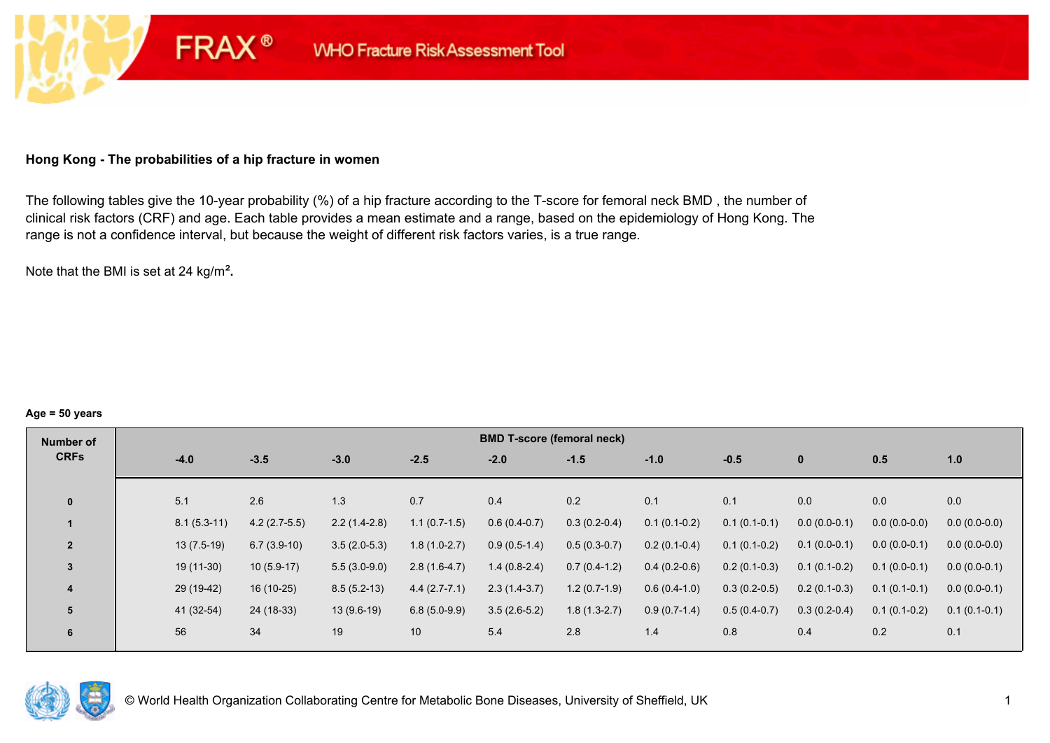FRAX® WHO Fracture Risk Assessment Tool

**Hong Kong - The probabilities of a hip fracture in women**

The following tables give the 10-year probability (%) of a hip fracture according to the T-score for femoral neck BMD , the number of clinical risk factors (CRF) and age. Each table provides a mean estimate and a range, based on the epidemiology of Hong Kong. The range is not a confidence interval, but because the weight of different risk factors varies, is a true range.

Note that the BMI is set at 24 kg/m².

**Age = 50 years**

| Number of CRFs | BMD T-score (femoral neck) | | | | | | | | | | |
|---|---|---|---|---|---|---|---|---|---|---|---|
| | -4.0 | -3.5 | -3.0 | -2.5 | -2.0 | -1.5 | -1.0 | -0.5 | 0 | 0.5 | 1.0 |
| 0 | 5.1 | 2.6 | 1.3 | 0.7 | 0.4 | 0.2 | 0.1 | 0.1 | 0.0 | 0.0 | 0.0 |
| 1 | 8.1 (5.3-11) | 4.2 (2.7-5.5) | 2.2 (1.4-2.8) | 1.1 (0.7-1.5) | 0.6 (0.4-0.7) | 0.3 (0.2-0.4) | 0.1 (0.1-0.2) | 0.1 (0.1-0.1) | 0.0 (0.0-0.1) | 0.0 (0.0-0.0) | 0.0 (0.0-0.0) |
| 2 | 13 (7.5-19) | 6.7 (3.9-10) | 3.5 (2.0-5.3) | 1.8 (1.0-2.7) | 0.9 (0.5-1.4) | 0.5 (0.3-0.7) | 0.2 (0.1-0.4) | 0.1 (0.1-0.2) | 0.1 (0.0-0.1) | 0.0 (0.0-0.1) | 0.0 (0.0-0.0) |
| 3 | 19 (11-30) | 10 (5.9-17) | 5.5 (3.0-9.0) | 2.8 (1.6-4.7) | 1.4 (0.8-2.4) | 0.7 (0.4-1.2) | 0.4 (0.2-0.6) | 0.2 (0.1-0.3) | 0.1 (0.1-0.2) | 0.1 (0.0-0.1) | 0.0 (0.0-0.1) |
| 4 | 29 (19-42) | 16 (10-25) | 8.5 (5.2-13) | 4.4 (2.7-7.1) | 2.3 (1.4-3.7) | 1.2 (0.7-1.9) | 0.6 (0.4-1.0) | 0.3 (0.2-0.5) | 0.2 (0.1-0.3) | 0.1 (0.1-0.1) | 0.0 (0.0-0.1) |
| 5 | 41 (32-54) | 24 (18-33) | 13 (9.6-19) | 6.8 (5.0-9.9) | 3.5 (2.6-5.2) | 1.8 (1.3-2.7) | 0.9 (0.7-1.4) | 0.5 (0.4-0.7) | 0.3 (0.2-0.4) | 0.1 (0.1-0.2) | 0.1 (0.1-0.1) |
| 6 | 56 | 34 | 19 | 10 | 5.4 | 2.8 | 1.4 | 0.8 | 0.4 | 0.2 | 0.1 |

© World Health Organization Collaborating Centre for Metabolic Bone Diseases, University of Sheffield, UK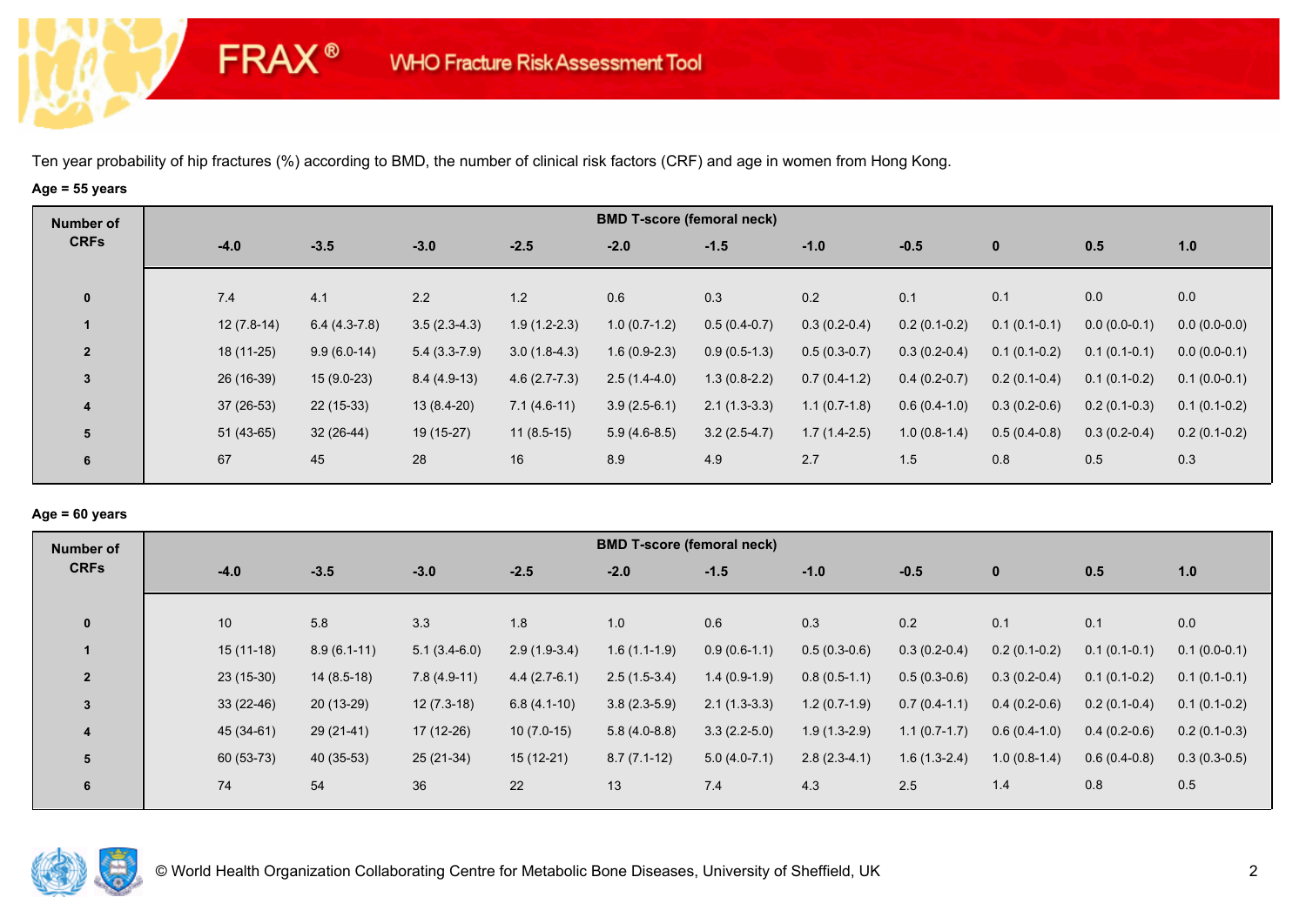**FRAX® WHO Fracture Risk Assessment Tool**

Ten year probability of hip fractures (%) according to BMD, the number of clinical risk factors (CRF) and age in women from Hong Kong.

**Age = 55 years**

| Number of CRFs | BMD T-score (femoral neck) | | | | | | | | | | |
|---|---|---|---|---|---|---|---|---|---|---|---|
| | -4.0 | -3.5 | -3.0 | -2.5 | -2.0 | -1.5 | -1.0 | -0.5 | 0 | 0.5 | 1.0 |
| 0 | 7.4 | 4.1 | 2.2 | 1.2 | 0.6 | 0.3 | 0.2 | 0.1 | 0.1 | 0.0 | 0.0 |
| 1 | 12 (7.8-14) | 6.4 (4.3-7.8) | 3.5 (2.3-4.3) | 1.9 (1.2-2.3) | 1.0 (0.7-1.2) | 0.5 (0.4-0.7) | 0.3 (0.2-0.4) | 0.2 (0.1-0.2) | 0.1 (0.1-0.1) | 0.0 (0.0-0.1) | 0.0 (0.0-0.0) |
| 2 | 18 (11-25) | 9.9 (6.0-14) | 5.4 (3.3-7.9) | 3.0 (1.8-4.3) | 1.6 (0.9-2.3) | 0.9 (0.5-1.3) | 0.5 (0.3-0.7) | 0.3 (0.2-0.4) | 0.1 (0.1-0.2) | 0.1 (0.1-0.1) | 0.0 (0.0-0.1) |
| 3 | 26 (16-39) | 15 (9.0-23) | 8.4 (4.9-13) | 4.6 (2.7-7.3) | 2.5 (1.4-4.0) | 1.3 (0.8-2.2) | 0.7 (0.4-1.2) | 0.4 (0.2-0.7) | 0.2 (0.1-0.4) | 0.1 (0.1-0.2) | 0.1 (0.0-0.1) |
| 4 | 37 (26-53) | 22 (15-33) | 13 (8.4-20) | 7.1 (4.6-11) | 3.9 (2.5-6.1) | 2.1 (1.3-3.3) | 1.1 (0.7-1.8) | 0.6 (0.4-1.0) | 0.3 (0.2-0.6) | 0.2 (0.1-0.3) | 0.1 (0.1-0.2) |
| 5 | 51 (43-65) | 32 (26-44) | 19 (15-27) | 11 (8.5-15) | 5.9 (4.6-8.5) | 3.2 (2.5-4.7) | 1.7 (1.4-2.5) | 1.0 (0.8-1.4) | 0.5 (0.4-0.8) | 0.3 (0.2-0.4) | 0.2 (0.1-0.2) |
| 6 | 67 | 45 | 28 | 16 | 8.9 | 4.9 | 2.7 | 1.5 | 0.8 | 0.5 | 0.3 |

**Age = 60 years**

| Number of CRFs | BMD T-score (femoral neck) | | | | | | | | | | |
|---|---|---|---|---|---|---|---|---|---|---|---|
| | -4.0 | -3.5 | -3.0 | -2.5 | -2.0 | -1.5 | -1.0 | -0.5 | 0 | 0.5 | 1.0 |
| 0 | 10 | 5.8 | 3.3 | 1.8 | 1.0 | 0.6 | 0.3 | 0.2 | 0.1 | 0.1 | 0.0 |
| 1 | 15 (11-18) | 8.9 (6.1-11) | 5.1 (3.4-6.0) | 2.9 (1.9-3.4) | 1.6 (1.1-1.9) | 0.9 (0.6-1.1) | 0.5 (0.3-0.6) | 0.3 (0.2-0.4) | 0.2 (0.1-0.2) | 0.1 (0.1-0.1) | 0.1 (0.0-0.1) |
| 2 | 23 (15-30) | 14 (8.5-18) | 7.8 (4.9-11) | 4.4 (2.7-6.1) | 2.5 (1.5-3.4) | 1.4 (0.9-1.9) | 0.8 (0.5-1.1) | 0.5 (0.3-0.6) | 0.3 (0.2-0.4) | 0.1 (0.1-0.2) | 0.1 (0.1-0.1) |
| 3 | 33 (22-46) | 20 (13-29) | 12 (7.3-18) | 6.8 (4.1-10) | 3.8 (2.3-5.9) | 2.1 (1.3-3.3) | 1.2 (0.7-1.9) | 0.7 (0.4-1.1) | 0.4 (0.2-0.6) | 0.2 (0.1-0.4) | 0.1 (0.1-0.2) |
| 4 | 45 (34-61) | 29 (21-41) | 17 (12-26) | 10 (7.0-15) | 5.8 (4.0-8.8) | 3.3 (2.2-5.0) | 1.9 (1.3-2.9) | 1.1 (0.7-1.7) | 0.6 (0.4-1.0) | 0.4 (0.2-0.6) | 0.2 (0.1-0.3) |
| 5 | 60 (53-73) | 40 (35-53) | 25 (21-34) | 15 (12-21) | 8.7 (7.1-12) | 5.0 (4.0-7.1) | 2.8 (2.3-4.1) | 1.6 (1.3-2.4) | 1.0 (0.8-1.4) | 0.6 (0.4-0.8) | 0.3 (0.3-0.5) |
| 6 | 74 | 54 | 36 | 22 | 13 | 7.4 | 4.3 | 2.5 | 1.4 | 0.8 | 0.5 |

© World Health Organization Collaborating Centre for Metabolic Bone Diseases, University of Sheffield, UK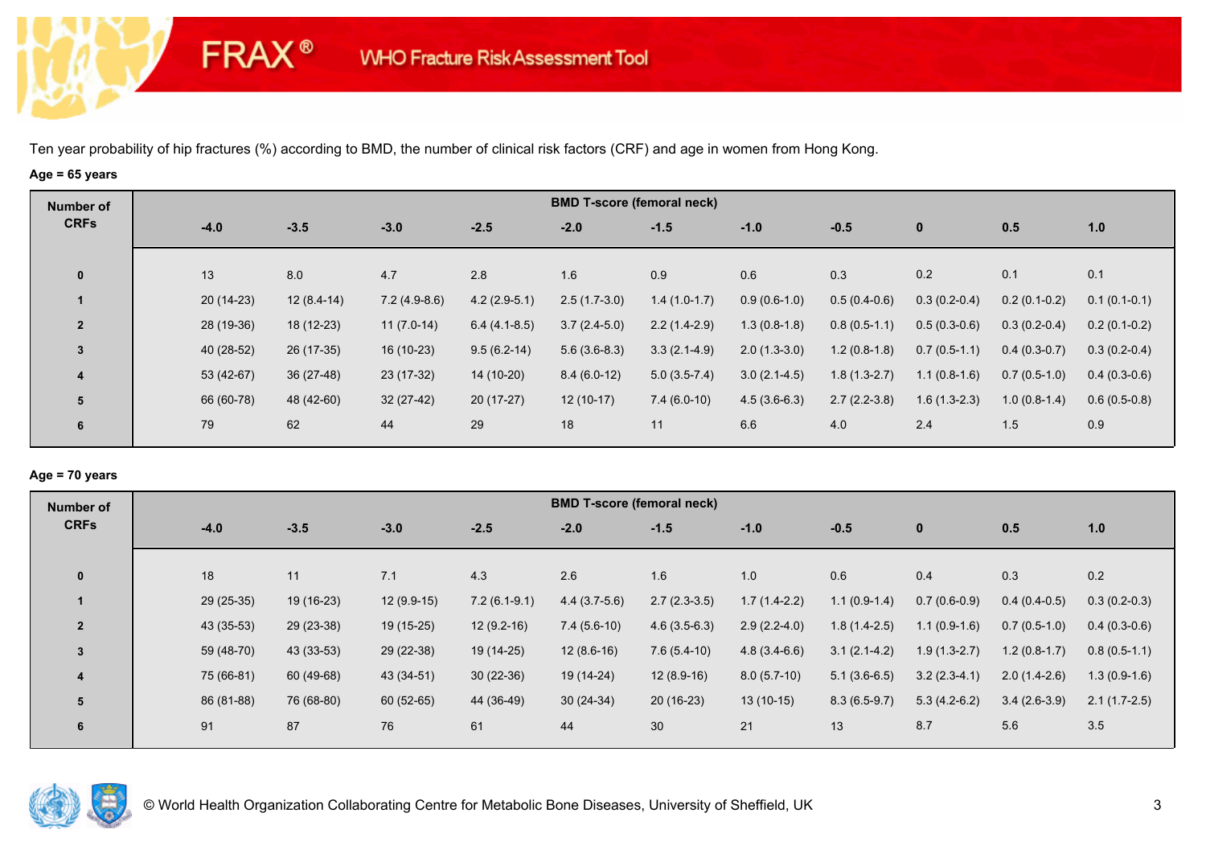Ten year probability of hip fractures (%) according to BMD, the number of clinical risk factors (CRF) and age in women from Hong Kong.

**Age = 65 years**

| Number of CRFs | BMD T-score (femoral neck) | | | | | | | | | | |
|---|---|---|---|---|---|---|---|---|---|---|---|
| | -4.0 | -3.5 | -3.0 | -2.5 | -2.0 | -1.5 | -1.0 | -0.5 | 0 | 0.5 | 1.0 |
| 0 | 13 | 8.0 | 4.7 | 2.8 | 1.6 | 0.9 | 0.6 | 0.3 | 0.2 | 0.1 | 0.1 |
| 1 | 20 (14-23) | 12 (8.4-14) | 7.2 (4.9-8.6) | 4.2 (2.9-5.1) | 2.5 (1.7-3.0) | 1.4 (1.0-1.7) | 0.9 (0.6-1.0) | 0.5 (0.4-0.6) | 0.3 (0.2-0.4) | 0.2 (0.1-0.2) | 0.1 (0.1-0.1) |
| 2 | 28 (19-36) | 18 (12-23) | 11 (7.0-14) | 6.4 (4.1-8.5) | 3.7 (2.4-5.0) | 2.2 (1.4-2.9) | 1.3 (0.8-1.8) | 0.8 (0.5-1.1) | 0.5 (0.3-0.6) | 0.3 (0.2-0.4) | 0.2 (0.1-0.2) |
| 3 | 40 (28-52) | 26 (17-35) | 16 (10-23) | 9.5 (6.2-14) | 5.6 (3.6-8.3) | 3.3 (2.1-4.9) | 2.0 (1.3-3.0) | 1.2 (0.8-1.8) | 0.7 (0.5-1.1) | 0.4 (0.3-0.7) | 0.3 (0.2-0.4) |
| 4 | 53 (42-67) | 36 (27-48) | 23 (17-32) | 14 (10-20) | 8.4 (6.0-12) | 5.0 (3.5-7.4) | 3.0 (2.1-4.5) | 1.8 (1.3-2.7) | 1.1 (0.8-1.6) | 0.7 (0.5-1.0) | 0.4 (0.3-0.6) |
| 5 | 66 (60-78) | 48 (42-60) | 32 (27-42) | 20 (17-27) | 12 (10-17) | 7.4 (6.0-10) | 4.5 (3.6-6.3) | 2.7 (2.2-3.8) | 1.6 (1.3-2.3) | 1.0 (0.8-1.4) | 0.6 (0.5-0.8) |
| 6 | 79 | 62 | 44 | 29 | 18 | 11 | 6.6 | 4.0 | 2.4 | 1.5 | 0.9 |

**Age = 70 years**

| Number of CRFs | BMD T-score (femoral neck) | | | | | | | | | | |
|---|---|---|---|---|---|---|---|---|---|---|---|
| | -4.0 | -3.5 | -3.0 | -2.5 | -2.0 | -1.5 | -1.0 | -0.5 | 0 | 0.5 | 1.0 |
| 0 | 18 | 11 | 7.1 | 4.3 | 2.6 | 1.6 | 1.0 | 0.6 | 0.4 | 0.3 | 0.2 |
| 1 | 29 (25-35) | 19 (16-23) | 12 (9.9-15) | 7.2 (6.1-9.1) | 4.4 (3.7-5.6) | 2.7 (2.3-3.5) | 1.7 (1.4-2.2) | 1.1 (0.9-1.4) | 0.7 (0.6-0.9) | 0.4 (0.4-0.5) | 0.3 (0.2-0.3) |
| 2 | 43 (35-53) | 29 (23-38) | 19 (15-25) | 12 (9.2-16) | 7.4 (5.6-10) | 4.6 (3.5-6.3) | 2.9 (2.2-4.0) | 1.8 (1.4-2.5) | 1.1 (0.9-1.6) | 0.7 (0.5-1.0) | 0.4 (0.3-0.6) |
| 3 | 59 (48-70) | 43 (33-53) | 29 (22-38) | 19 (14-25) | 12 (8.6-16) | 7.6 (5.4-10) | 4.8 (3.4-6.6) | 3.1 (2.1-4.2) | 1.9 (1.3-2.7) | 1.2 (0.8-1.7) | 0.8 (0.5-1.1) |
| 4 | 75 (66-81) | 60 (49-68) | 43 (34-51) | 30 (22-36) | 19 (14-24) | 12 (8.9-16) | 8.0 (5.7-10) | 5.1 (3.6-6.5) | 3.2 (2.3-4.1) | 2.0 (1.4-2.6) | 1.3 (0.9-1.6) |
| 5 | 86 (81-88) | 76 (68-80) | 60 (52-65) | 44 (36-49) | 30 (24-34) | 20 (16-23) | 13 (10-15) | 8.3 (6.5-9.7) | 5.3 (4.2-6.2) | 3.4 (2.6-3.9) | 2.1 (1.7-2.5) |
| 6 | 91 | 87 | 76 | 61 | 44 | 30 | 21 | 13 | 8.7 | 5.6 | 3.5 |

© World Health Organization Collaborating Centre for Metabolic Bone Diseases, University of Sheffield, UK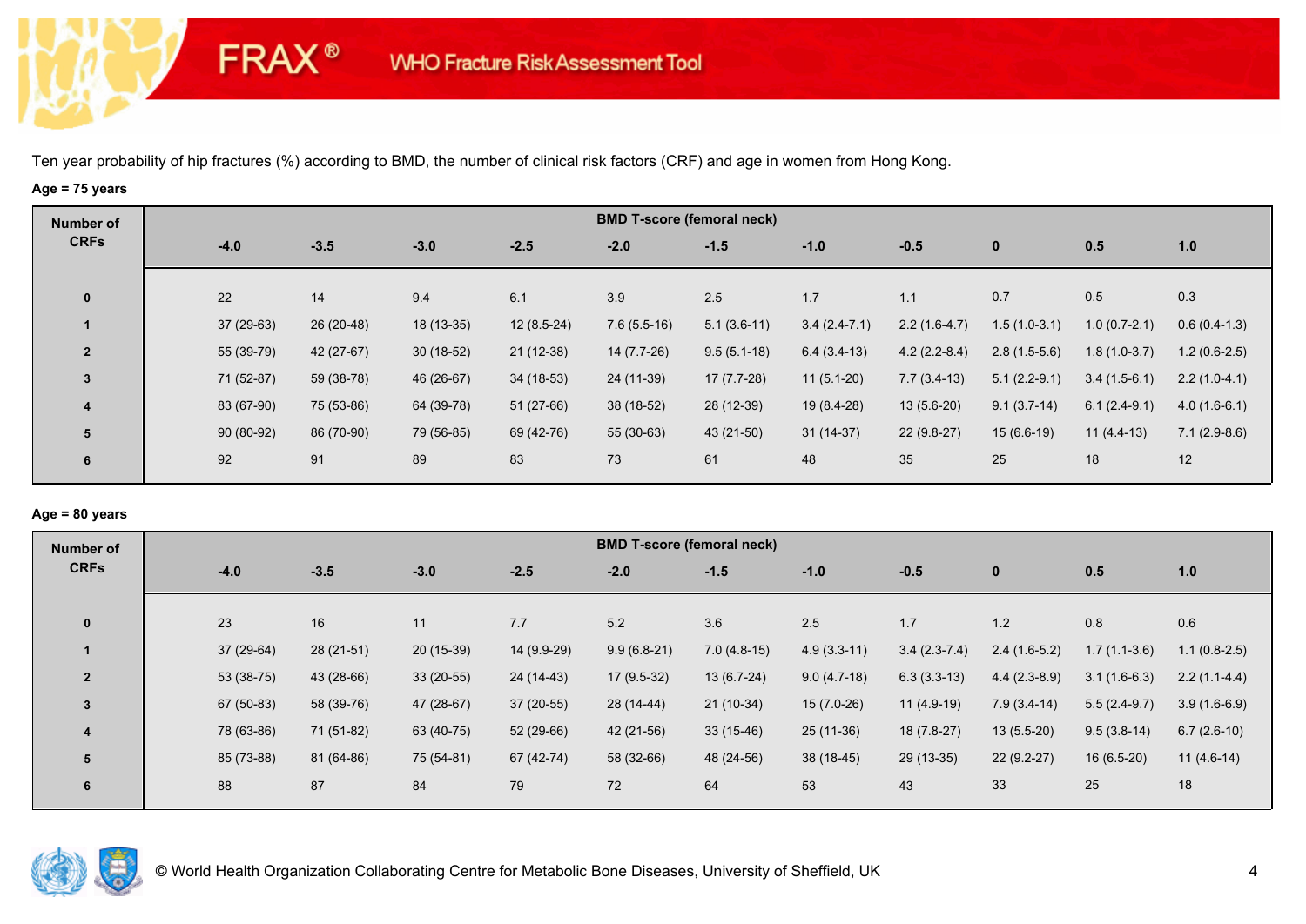FRAX® WHO Fracture Risk Assessment Tool

Ten year probability of hip fractures (%) according to BMD, the number of clinical risk factors (CRF) and age in women from Hong Kong.

**Age = 75 years**

| Number of CRFs | BMD T-score (femoral neck) | | | | | | | | | | |
|---|---|---|---|---|---|---|---|---|---|---|---|
| | **-4.0** | **-3.5** | **-3.0** | **-2.5** | **-2.0** | **-1.5** | **-1.0** | **-0.5** | **0** | **0.5** | **1.0** |
| **0** | 22 | 14 | 9.4 | 6.1 | 3.9 | 2.5 | 1.7 | 1.1 | 0.7 | 0.5 | 0.3 |
| **1** | 37 (29-63) | 26 (20-48) | 18 (13-35) | 12 (8.5-24) | 7.6 (5.5-16) | 5.1 (3.6-11) | 3.4 (2.4-7.1) | 2.2 (1.6-4.7) | 1.5 (1.0-3.1) | 1.0 (0.7-2.1) | 0.6 (0.4-1.3) |
| **2** | 55 (39-79) | 42 (27-67) | 30 (18-52) | 21 (12-38) | 14 (7.7-26) | 9.5 (5.1-18) | 6.4 (3.4-13) | 4.2 (2.2-8.4) | 2.8 (1.5-5.6) | 1.8 (1.0-3.7) | 1.2 (0.6-2.5) |
| **3** | 71 (52-87) | 59 (38-78) | 46 (26-67) | 34 (18-53) | 24 (11-39) | 17 (7.7-28) | 11 (5.1-20) | 7.7 (3.4-13) | 5.1 (2.2-9.1) | 3.4 (1.5-6.1) | 2.2 (1.0-4.1) |
| **4** | 83 (67-90) | 75 (53-86) | 64 (39-78) | 51 (27-66) | 38 (18-52) | 28 (12-39) | 19 (8.4-28) | 13 (5.6-20) | 9.1 (3.7-14) | 6.1 (2.4-9.1) | 4.0 (1.6-6.1) |
| **5** | 90 (80-92) | 86 (70-90) | 79 (56-85) | 69 (42-76) | 55 (30-63) | 43 (21-50) | 31 (14-37) | 22 (9.8-27) | 15 (6.6-19) | 11 (4.4-13) | 7.1 (2.9-8.6) |
| **6** | 92 | 91 | 89 | 83 | 73 | 61 | 48 | 35 | 25 | 18 | 12 |

**Age = 80 years**

| Number of CRFs | BMD T-score (femoral neck) | | | | | | | | | | |
|---|---|---|---|---|---|---|---|---|---|---|---|
| | **-4.0** | **-3.5** | **-3.0** | **-2.5** | **-2.0** | **-1.5** | **-1.0** | **-0.5** | **0** | **0.5** | **1.0** |
| **0** | 23 | 16 | 11 | 7.7 | 5.2 | 3.6 | 2.5 | 1.7 | 1.2 | 0.8 | 0.6 |
| **1** | 37 (29-64) | 28 (21-51) | 20 (15-39) | 14 (9.9-29) | 9.9 (6.8-21) | 7.0 (4.8-15) | 4.9 (3.3-11) | 3.4 (2.3-7.4) | 2.4 (1.6-5.2) | 1.7 (1.1-3.6) | 1.1 (0.8-2.5) |
| **2** | 53 (38-75) | 43 (28-66) | 33 (20-55) | 24 (14-43) | 17 (9.5-32) | 13 (6.7-24) | 9.0 (4.7-18) | 6.3 (3.3-13) | 4.4 (2.3-8.9) | 3.1 (1.6-6.3) | 2.2 (1.1-4.4) |
| **3** | 67 (50-83) | 58 (39-76) | 47 (28-67) | 37 (20-55) | 28 (14-44) | 21 (10-34) | 15 (7.0-26) | 11 (4.9-19) | 7.9 (3.4-14) | 5.5 (2.4-9.7) | 3.9 (1.6-6.9) |
| **4** | 78 (63-86) | 71 (51-82) | 63 (40-75) | 52 (29-66) | 42 (21-56) | 33 (15-46) | 25 (11-36) | 18 (7.8-27) | 13 (5.5-20) | 9.5 (3.8-14) | 6.7 (2.6-10) |
| **5** | 85 (73-88) | 81 (64-86) | 75 (54-81) | 67 (42-74) | 58 (32-66) | 48 (24-56) | 38 (18-45) | 29 (13-35) | 22 (9.2-27) | 16 (6.5-20) | 11 (4.6-14) |
| **6** | 88 | 87 | 84 | 79 | 72 | 64 | 53 | 43 | 33 | 25 | 18 |

© World Health Organization Collaborating Centre for Metabolic Bone Diseases, University of Sheffield, UK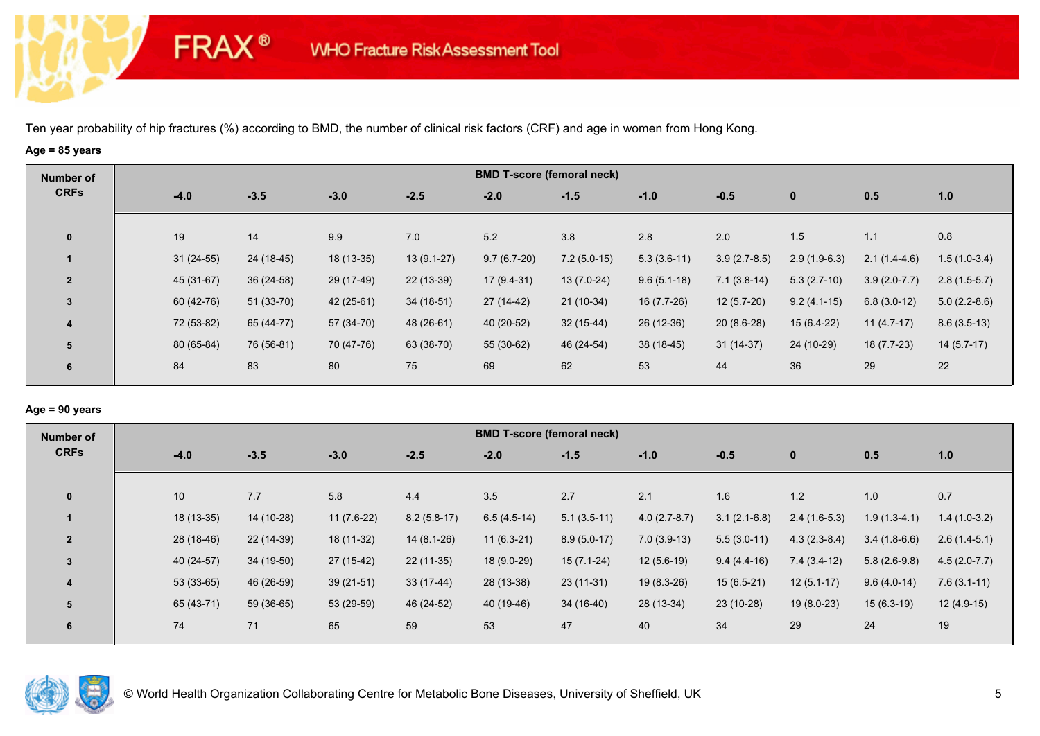# FRAX® WHO Fracture Risk Assessment Tool

Ten year probability of hip fractures (%) according to BMD, the number of clinical risk factors (CRF) and age in women from Hong Kong.

**Age = 85 years**

| Number of CRFs | BMD T-score (femoral neck) | | | | | | | | | | |
|---|---|---|---|---|---|---|---|---|---|---|---|
| | -4.0 | -3.5 | -3.0 | -2.5 | -2.0 | -1.5 | -1.0 | -0.5 | 0 | 0.5 | 1.0 |
| 0 | 19 | 14 | 9.9 | 7.0 | 5.2 | 3.8 | 2.8 | 2.0 | 1.5 | 1.1 | 0.8 |
| 1 | 31 (24-55) | 24 (18-45) | 18 (13-35) | 13 (9.1-27) | 9.7 (6.7-20) | 7.2 (5.0-15) | 5.3 (3.6-11) | 3.9 (2.7-8.5) | 2.9 (1.9-6.3) | 2.1 (1.4-4.6) | 1.5 (1.0-3.4) |
| 2 | 45 (31-67) | 36 (24-58) | 29 (17-49) | 22 (13-39) | 17 (9.4-31) | 13 (7.0-24) | 9.6 (5.1-18) | 7.1 (3.8-14) | 5.3 (2.7-10) | 3.9 (2.0-7.7) | 2.8 (1.5-5.7) |
| 3 | 60 (42-76) | 51 (33-70) | 42 (25-61) | 34 (18-51) | 27 (14-42) | 21 (10-34) | 16 (7.7-26) | 12 (5.7-20) | 9.2 (4.1-15) | 6.8 (3.0-12) | 5.0 (2.2-8.6) |
| 4 | 72 (53-82) | 65 (44-77) | 57 (34-70) | 48 (26-61) | 40 (20-52) | 32 (15-44) | 26 (12-36) | 20 (8.6-28) | 15 (6.4-22) | 11 (4.7-17) | 8.6 (3.5-13) |
| 5 | 80 (65-84) | 76 (56-81) | 70 (47-76) | 63 (38-70) | 55 (30-62) | 46 (24-54) | 38 (18-45) | 31 (14-37) | 24 (10-29) | 18 (7.7-23) | 14 (5.7-17) |
| 6 | 84 | 83 | 80 | 75 | 69 | 62 | 53 | 44 | 36 | 29 | 22 |

**Age = 90 years**

| Number of CRFs | BMD T-score (femoral neck) | | | | | | | | | | |
|---|---|---|---|---|---|---|---|---|---|---|---|
| | -4.0 | -3.5 | -3.0 | -2.5 | -2.0 | -1.5 | -1.0 | -0.5 | 0 | 0.5 | 1.0 |
| 0 | 10 | 7.7 | 5.8 | 4.4 | 3.5 | 2.7 | 2.1 | 1.6 | 1.2 | 1.0 | 0.7 |
| 1 | 18 (13-35) | 14 (10-28) | 11 (7.6-22) | 8.2 (5.8-17) | 6.5 (4.5-14) | 5.1 (3.5-11) | 4.0 (2.7-8.7) | 3.1 (2.1-6.8) | 2.4 (1.6-5.3) | 1.9 (1.3-4.1) | 1.4 (1.0-3.2) |
| 2 | 28 (18-46) | 22 (14-39) | 18 (11-32) | 14 (8.1-26) | 11 (6.3-21) | 8.9 (5.0-17) | 7.0 (3.9-13) | 5.5 (3.0-11) | 4.3 (2.3-8.4) | 3.4 (1.8-6.6) | 2.6 (1.4-5.1) |
| 3 | 40 (24-57) | 34 (19-50) | 27 (15-42) | 22 (11-35) | 18 (9.0-29) | 15 (7.1-24) | 12 (5.6-19) | 9.4 (4.4-16) | 7.4 (3.4-12) | 5.8 (2.6-9.8) | 4.5 (2.0-7.7) |
| 4 | 53 (33-65) | 46 (26-59) | 39 (21-51) | 33 (17-44) | 28 (13-38) | 23 (11-31) | 19 (8.3-26) | 15 (6.5-21) | 12 (5.1-17) | 9.6 (4.0-14) | 7.6 (3.1-11) |
| 5 | 65 (43-71) | 59 (36-65) | 53 (29-59) | 46 (24-52) | 40 (19-46) | 34 (16-40) | 28 (13-34) | 23 (10-28) | 19 (8.0-23) | 15 (6.3-19) | 12 (4.9-15) |
| 6 | 74 | 71 | 65 | 59 | 53 | 47 | 40 | 34 | 29 | 24 | 19 |

© World Health Organization Collaborating Centre for Metabolic Bone Diseases, University of Sheffield, UK